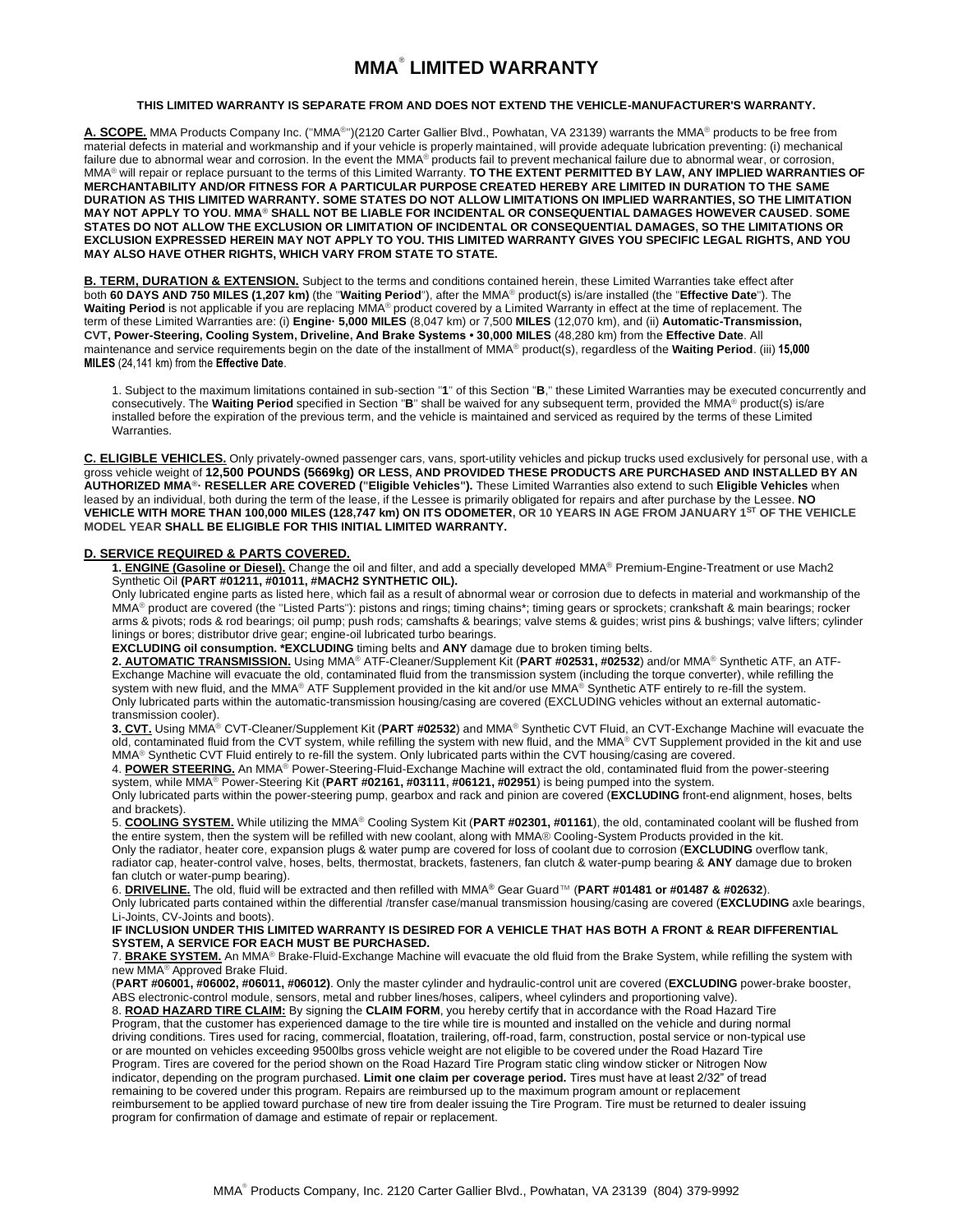# MMA® LIMITED WARRANTY

**THIS LIMITED WARRANTY IS SEPARATE FROM AND DOES NOT EXTEND THE VEHICLE-MANUFACTURER'S WARRANTY.**

**A. SCOPE.** MMA Products Company Inc. ("MMA®")(2120 Carter Gallier Blvd., Powhatan, VA 23139) warrants the MMA® products to be free from material defects in material and workmanship and if your vehicle is properly maintained, will provide adequate lubrication preventing: (i) mechanical failure due to abnormal wear and corrosion. In the event the MMA® products fail to prevent mechanical failure due to abnormal wear, or corrosion, MMA® will repair or replace pursuant to the terms of this Limited Warranty. **TO THE EXTENT PERMITTED BY LAW, ANY IMPLIED WARRANTIES OF MERCHANTABILITY AND/OR FITNESS FOR A PARTICULAR PURPOSE CREATED HEREBY ARE LIMITED IN DURATION TO THE SAME DURATION AS THIS LIMITED WARRANTY. SOME STATES DO NOT ALLOW LIMITATIONS ON IMPLIED WARRANTIES, SO THE LIMITATION MAY NOT APPLY TO YOU. MMA® SHALL NOT BE LIABLE FOR INCIDENTAL OR CONSEQUENTIAL DAMAGES HOWEVER CAUSED. SOME STATES DO NOT ALLOW THE EXCLUSION OR LIMITATION OF INCIDENTAL OR CONSEQUENTIAL DAMAGES, SO THE LIMITATIONS OR EXCLUSION EXPRESSED HEREIN MAY NOT APPLY TO YOU. THIS LIMITED WARRANTY GIVES YOU SPECIFIC LEGAL RIGHTS, AND YOU MAY ALSO HAVE OTHER RIGHTS, WHICH VARY FROM STATE TO STATE.**

**B. TERM, DURATION & EXTENSION.** Subject to the terms and conditions contained herein, these Limited Warranties take effect after both **60 DAYS AND 750 MILES (1,207 km)** (the "**Waiting Period**"), after the MMA® product(s) is/are installed (the "**Effective Date**"). The **Waiting Period** is not applicable if you are replacing MMA® product covered by a Limited Warranty in effect at the time of replacement. The term of these Limited Warranties are: (i) **Engine· 5,000 MILES** (8,047 km) or 7,500 **MILES** (12,070 km), and (ii) **Automatic-Transmission, CVT, Power-Steering, Cooling System, Driveline, And Brake Systems • 30,000 MILES** (48,280 km) from the **Effective Date**. All maintenance and service requirements begin on the date of the installment of MMA® product(s), regardless of the **Waiting Period**. (iii) **15,000 MILES** (24,141 km) from the **Effective Date**.

1. Subject to the maximum limitations contained in sub-section "**1**" of this Section "**B**," these Limited Warranties may be executed concurrently and consecutively. The **Waiting Period** specified in Section "**B**" shall be waived for any subsequent term, provided the MMA® product(s) is/are installed before the expiration of the previous term, and the vehicle is maintained and serviced as required by the terms of these Limited Warranties.

**C. ELIGIBLE VEHICLES.** Only privately-owned passenger cars, vans, sport-utility vehicles and pickup trucks used exclusively for personal use, with a gross vehicle weight of **12,500 POUNDS (5669kg) OR LESS, AND PROVIDED THESE PRODUCTS ARE PURCHASED AND INSTALLED BY AN AUTHORIZED MMA®· RESELLER ARE COVERED ("Eligible Vehicles").** These Limited Warranties also extend to such **Eligible Vehicles** when leased by an individual, both during the term of the lease, if the Lessee is primarily obligated for repairs and after purchase by the Lessee. **NO VEHICLE WITH MORE THAN 100,000 MILES (128,747 km) ON ITS ODOMETER, OR 10 YEARS IN AGE FROM JANUARY 1ST OF THE VEHICLE MODEL YEAR SHALL BE ELIGIBLE FOR THIS INITIAL LIMITED WARRANTY.**

**D. SERVICE REQUIRED & PARTS COVERED.**

**1. ENGINE (Gasoline or Diesel).** Change the oil and filter, and add a specially developed MMA® Premium-Engine-Treatment or use Mach2 Synthetic Oil **(PART #01211, #01011, #MACH2 SYNTHETIC OIL).**
Only lubricated engine parts as listed here, which fail as a result of abnormal wear or corrosion due to defects in material and workmanship of the MMA® product are covered (the "Listed Parts"): pistons and rings; timing chains*; timing gears or sprockets; crankshaft & main bearings; rocker arms & pivots; rods & rod bearings; oil pump; push rods; camshafts & bearings; valve stems & guides; wrist pins & bushings; valve lifters; cylinder linings or bores; distributor drive gear; engine-oil lubricated turbo bearings.
**EXCLUDING oil consumption. *EXCLUDING** timing belts and **ANY** damage due to broken timing belts.

**2. AUTOMATIC TRANSMISSION.** Using MMA® ATF-Cleaner/Supplement Kit (**PART #02531, #02532**) and/or MMA® Synthetic ATF, an ATF-Exchange Machine will evacuate the old, contaminated fluid from the transmission system (including the torque converter), while refilling the system with new fluid, and the MMA® ATF Supplement provided in the kit and/or use MMA® Synthetic ATF entirely to re-fill the system.
Only lubricated parts within the automatic-transmission housing/casing are covered (EXCLUDING vehicles without an external automatic-transmission cooler).

**3. CVT.** Using MMA® CVT-Cleaner/Supplement Kit (**PART #02532**) and MMA® Synthetic CVT Fluid, an CVT-Exchange Machine will evacuate the old, contaminated fluid from the CVT system, while refilling the system with new fluid, and the MMA® CVT Supplement provided in the kit and use MMA® Synthetic CVT Fluid entirely to re-fill the system. Only lubricated parts within the CVT housing/casing are covered.

4. **POWER STEERING.** An MMA® Power-Steering-Fluid-Exchange Machine will extract the old, contaminated fluid from the power-steering system, while MMA® Power-Steering Kit (**PART #02161, #03111, #06121, #02951**) is being pumped into the system.
Only lubricated parts within the power-steering pump, gearbox and rack and pinion are covered (**EXCLUDING** front-end alignment, hoses, belts and brackets).

5. **COOLING SYSTEM.** While utilizing the MMA® Cooling System Kit (**PART #02301, #01161**), the old, contaminated coolant will be flushed from the entire system, then the system will be refilled with new coolant, along with MMA® Cooling-System Products provided in the kit.
Only the radiator, heater core, expansion plugs & water pump are covered for loss of coolant due to corrosion (**EXCLUDING** overflow tank, radiator cap, heater-control valve, hoses, belts, thermostat, brackets, fasteners, fan clutch & water-pump bearing & **ANY** damage due to broken fan clutch or water-pump bearing).

6. **DRIVELINE.** The old, fluid will be extracted and then refilled with MMA® Gear Guard™ (**PART #01481 or #01487 & #02632**).
Only lubricated parts contained within the differential /transfer case/manual transmission housing/casing are covered (**EXCLUDING** axle bearings, Li-Joints, CV-Joints and boots).
**IF INCLUSION UNDER THIS LIMITED WARRANTY IS DESIRED FOR A VEHICLE THAT HAS BOTH A FRONT & REAR DIFFERENTIAL SYSTEM, A SERVICE FOR EACH MUST BE PURCHASED.**

7. **BRAKE SYSTEM.** An MMA® Brake-Fluid-Exchange Machine will evacuate the old fluid from the Brake System, while refilling the system with new MMA® Approved Brake Fluid.
(**PART #06001, #06002, #06011, #06012**). Only the master cylinder and hydraulic-control unit are covered (**EXCLUDING** power-brake booster, ABS electronic-control module, sensors, metal and rubber lines/hoses, calipers, wheel cylinders and proportioning valve).

8. **ROAD HAZARD TIRE CLAIM:** By signing the **CLAIM FORM**, you hereby certify that in accordance with the Road Hazard Tire Program, that the customer has experienced damage to the tire while tire is mounted and installed on the vehicle and during normal driving conditions. Tires used for racing, commercial, floatation, trailering, off-road, farm, construction, postal service or non-typical use or are mounted on vehicles exceeding 9500lbs gross vehicle weight are not eligible to be covered under the Road Hazard Tire Program. Tires are covered for the period shown on the Road Hazard Tire Program static cling window sticker or Nitrogen Now indicator, depending on the program purchased. **Limit one claim per coverage period.** Tires must have at least 2/32" of tread remaining to be covered under this program. Repairs are reimbursed up to the maximum program amount or replacement reimbursement to be applied toward purchase of new tire from dealer issuing the Tire Program. Tire must be returned to dealer issuing program for confirmation of damage and estimate of repair or replacement.

MMA® Products Company, Inc. 2120 Carter Gallier Blvd., Powhatan, VA 23139 (804) 379-9992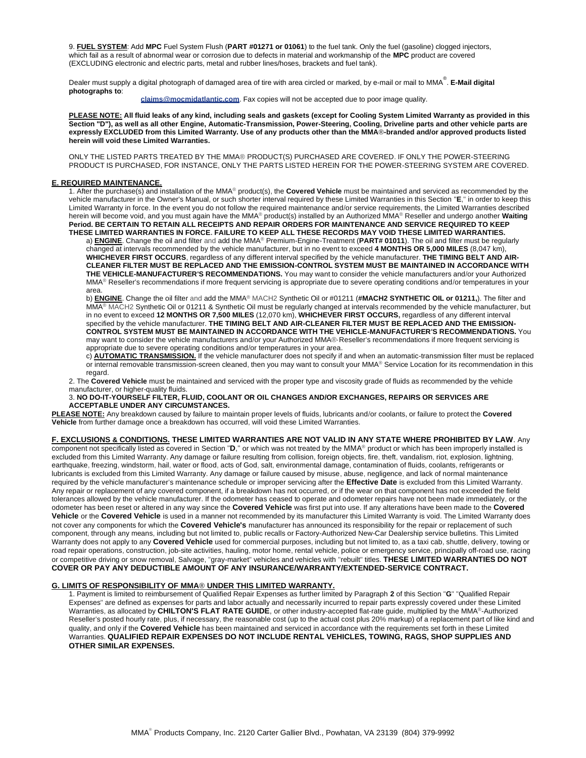9. **FUEL SYSTEM**: Add **MPC** Fuel System Flush (**PART #01271 or 01061**) to the fuel tank. Only the fuel (gasoline) clogged injectors, which fail as a result of abnormal wear or corrosion due to defects in material and workmanship of the **MPC** product are covered (EXCLUDING electronic and electric parts, metal and rubber lines/hoses, brackets and fuel tank).

Dealer must supply a digital photograph of damaged area of tire with area circled or marked, by e-mail or mail to MMA®. **E-Mail digital photographs to**:

**claims@mocmidatlantic.com**. Fax copies will not be accepted due to poor image quality.

**PLEASE NOTE: All fluid leaks of any kind, including seals and gaskets (except for Cooling System Limited Warranty as provided in this Section "D"), as well as all other Engine, Automatic-Transmission, Power-Steering, Cooling, Driveline parts and other vehicle parts are expressly EXCLUDED from this Limited Warranty. Use of any products other than the MMA®-branded and/or approved products listed herein will void these Limited Warranties.**

ONLY THE LISTED PARTS TREATED BY THE MMA® PRODUCT(S) PURCHASED ARE COVERED. IF ONLY THE POWER-STEERING PRODUCT IS PURCHASED, FOR INSTANCE, ONLY THE PARTS LISTED HEREIN FOR THE POWER-STEERING SYSTEM ARE COVERED.

## E. REQUIRED MAINTENANCE.

1. After the purchase(s) and installation of the MMA® product(s), the **Covered Vehicle** must be maintained and serviced as recommended by the vehicle manufacturer in the Owner's Manual, or such shorter interval required by these Limited Warranties in this Section "**E**," in order to keep this Limited Warranty in force. In the event you do not follow the required maintenance and/or service requirements, the Limited Warranties described herein will become void, and you must again have the MMA® product(s) installed by an Authorized MMA® Reseller and undergo another **Waiting Period. BE CERTAIN TO RETAIN ALL RECEIPTS AND REPAIR ORDERS FOR MAINTENANCE AND SERVICE REQUIRED TO KEEP THESE LIMITED WARRANTIES IN FORCE. FAILURE TO KEEP ALL THESE RECORDS MAY VOID THESE LIMITED WARRANTIES.**

   a) **ENGINE**. Change the oil and filter and add the MMA® Premium-Engine-Treatment (**PART# 01011**). The oil and filter must be regularly changed at intervals recommended by the vehicle manufacturer, but in no event to exceed **4 MONTHS OR 5,000 MILES** (8,047 km), **WHICHEVER FIRST OCCURS**, regardless of any different interval specified by the vehicle manufacturer. **THE TIMING BELT AND AIR-CLEANER FILTER MUST BE REPLACED AND THE EMISSION-CONTROL SYSTEM MUST BE MAINTAINED IN ACCORDANCE WITH THE VEHICLE-MANUFACTURER'S RECOMMENDATIONS.** You may want to consider the vehicle manufacturers and/or your Authorized MMA® Reseller's recommendations if more frequent servicing is appropriate due to severe operating conditions and/or temperatures in your area.

   b) **ENGINE**. Change the oil filter and add the MMA® MACH2 Synthetic Oil or #01211 (**#MACH2 SYNTHETIC OIL or 01211,**). The filter and MMA® MACH2 Synthetic Oil or 01211 & Synthetic Oil must be regularly changed at intervals recommended by the vehicle manufacturer, but in no event to exceed **12 MONTHS OR 7,500 MILES** (12,070 km), **WHICHEVER FIRST OCCURS,** regardless of any different interval specified by the vehicle manufacturer. **THE TIMING BELT AND AIR-CLEANER FILTER MUST BE REPLACED AND THE EMISSION-CONTROL SYSTEM MUST BE MAINTAINED IN ACCORDANCE WITH THE VEHICLE-MANUFACTURER'S RECOMMENDATIONS.** You may want to consider the vehicle manufacturers and/or your Authorized MMA®·Reseller's recommendations if more frequent servicing is appropriate due to severe operating conditions and/or temperatures in your area.

   c) **AUTOMATIC TRANSMISSION.** If the vehicle manufacturer does not specify if and when an automatic-transmission filter must be replaced or internal removable transmission-screen cleaned, then you may want to consult your MMA® Service Location for its recommendation in this regard.

2. The **Covered Vehicle** must be maintained and serviced with the proper type and viscosity grade of fluids as recommended by the vehicle manufacturer, or higher-quality fluids.

3. **NO DO-IT-YOURSELF FILTER, FLUID, COOLANT OR OIL CHANGES AND/OR EXCHANGES, REPAIRS OR SERVICES ARE ACCEPTABLE UNDER ANY CIRCUMSTANCES.**

**PLEASE NOTE:** Any breakdown caused by failure to maintain proper levels of fluids, lubricants and/or coolants, or failure to protect the **Covered Vehicle** from further damage once a breakdown has occurred, will void these Limited Warranties.

**F. EXCLUSIONS & CONDITIONS. THESE LIMITED WARRANTIES ARE NOT VALID IN ANY STATE WHERE PROHIBITED BY LAW**. Any component not specifically listed as covered in Section "**D**," or which was not treated by the MMA® product or which has been improperly installed is excluded from this Limited Warranty. Any damage or failure resulting from collision, foreign objects, fire, theft, vandalism, riot, explosion, lightning, earthquake, freezing, windstorm, hail, water or flood, acts of God, salt, environmental damage, contamination of fluids, coolants, refrigerants or lubricants is excluded from this Limited Warranty. Any damage or failure caused by misuse, abuse, negligence, and lack of normal maintenance required by the vehicle manufacturer's maintenance schedule or improper servicing after the **Effective Date** is excluded from this Limited Warranty. Any repair or replacement of any covered component, if a breakdown has not occurred, or if the wear on that component has not exceeded the field tolerances allowed by the vehicle manufacturer. If the odometer has ceased to operate and odometer repairs have not been made immediately, or the odometer has been reset or altered in any way since the **Covered Vehicle** was first put into use. If any alterations have been made to the **Covered Vehicle** or the **Covered Vehicle** is used in a manner not recommended by its manufacturer this Limited Warranty is void. The Limited Warranty does not cover any components for which the **Covered Vehicle's** manufacturer has announced its responsibility for the repair or replacement of such component, through any means, including but not limited to, public recalls or Factory-Authorized New-Car Dealership service bulletins. This Limited Warranty does not apply to any **Covered Vehicle** used for commercial purposes, including but not limited to, as a taxi cab, shuttle, delivery, towing or road repair operations, construction, job-site activities, hauling, motor home, rental vehicle, police or emergency service, principally off-road use, racing or competitive driving or snow removal, Salvage, "gray-market" vehicles and vehicles with "rebuilt" titles. **THESE LIMITED WARRANTIES DO NOT COVER OR PAY ANY DEDUCTIBLE AMOUNT OF ANY INSURANCE/WARRANTY/EXTENDED-SERVICE CONTRACT.**

## G. LIMITS OF RESPONSIBILITY OF MMA® UNDER THIS LIMITED WARRANTY.

1. Payment is limited to reimbursement of Qualified Repair Expenses as further limited by Paragraph **2** of this Section "**G**" "Qualified Repair Expenses" are defined as expenses for parts and labor actually and necessarily incurred to repair parts expressly covered under these Limited Warranties, as allocated by **CHILTON'S FLAT RATE GUIDE**, or other industry-accepted flat-rate guide, multiplied by the MMA®-Authorized Reseller's posted hourly rate, plus, if necessary, the reasonable cost (up to the actual cost plus 20% markup) of a replacement part of like kind and quality, and only if the **Covered Vehicle** has been maintained and serviced in accordance with the requirements set forth in these Limited Warranties. **QUALIFIED REPAIR EXPENSES DO NOT INCLUDE RENTAL VEHICLES, TOWING, RAGS, SHOP SUPPLIES AND OTHER SIMILAR EXPENSES.**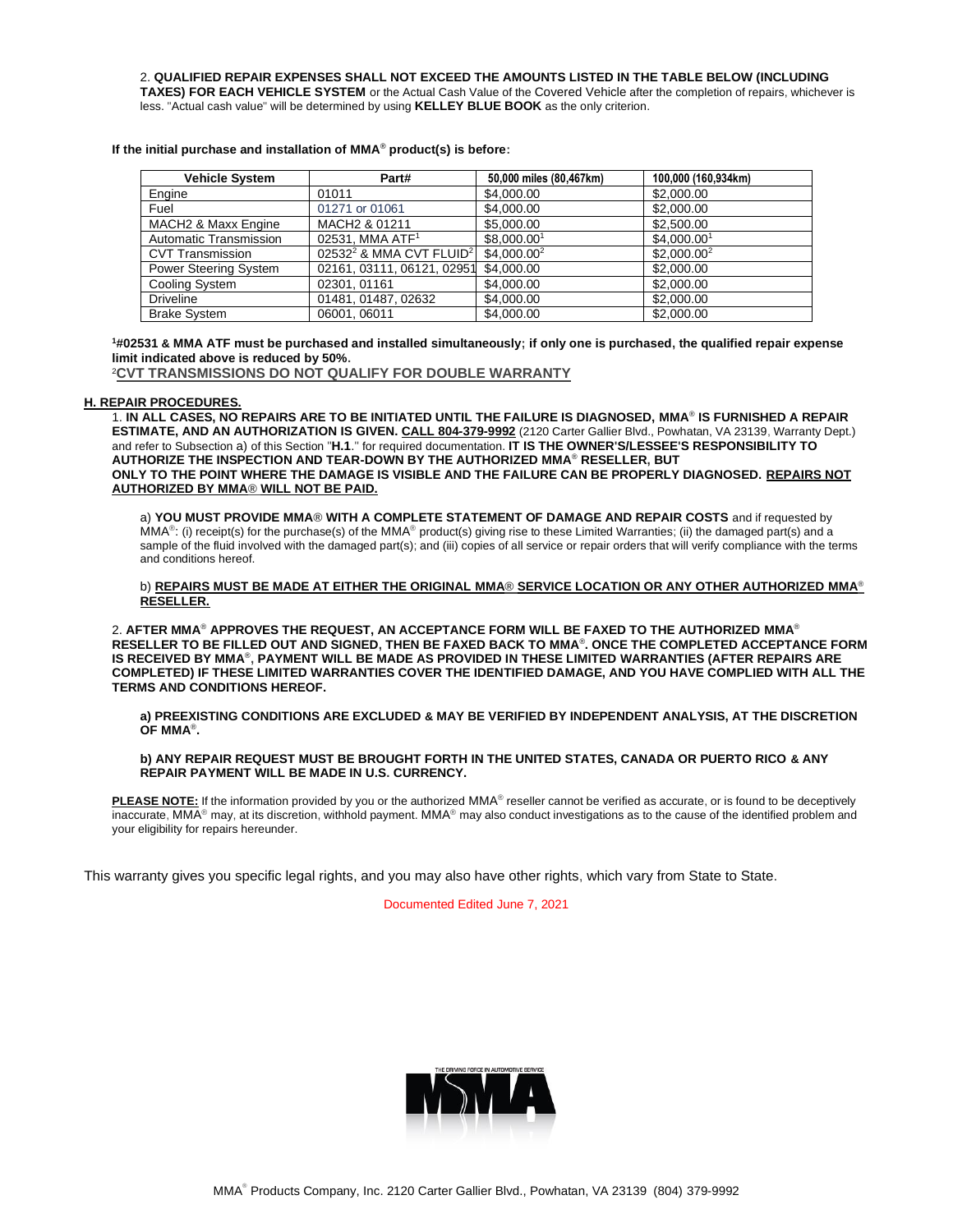2. **QUALIFIED REPAIR EXPENSES SHALL NOT EXCEED THE AMOUNTS LISTED IN THE TABLE BELOW (INCLUDING TAXES) FOR EACH VEHICLE SYSTEM** or the Actual Cash Value of the Covered Vehicle after the completion of repairs, whichever is less. "Actual cash value" will be determined by using **KELLEY BLUE BOOK** as the only criterion.

**If the initial purchase and installation of MMA® product(s) is before:**

| Vehicle System | Part# | 50,000 miles (80,467km) | 100,000 (160,934km) |
|---|---|---|---|
| Engine | 01011 | $4,000.00 | $2,000.00 |
| Fuel | 01271 or 01061 | $4,000.00 | $2,000.00 |
| MACH2 & Maxx Engine | MACH2 & 01211 | $5,000.00 | $2,500.00 |
| Automatic Transmission | 02531, MMA ATF[1] | $8,000.00[1] | $4,000.00[1] |
| CVT Transmission | 02532[2] & MMA CVT FLUID[2] | $4,000.00[2] | $2,000.00[2] |
| Power Steering System | 02161, 03111, 06121, 02951 | $4,000.00 | $2,000.00 |
| Cooling System | 02301, 01161 | $4,000.00 | $2,000.00 |
| Driveline | 01481, 01487, 02632 | $4,000.00 | $2,000.00 |
| Brake System | 06001, 06011 | $4,000.00 | $2,000.00 |

**[1]#02531 & MMA ATF must be purchased and installed simultaneously; if only one is purchased, the qualified repair expense limit indicated above is reduced by 50%.**

[2]**CVT TRANSMISSIONS DO NOT QUALIFY FOR DOUBLE WARRANTY**

**H. REPAIR PROCEDURES.**

1. **IN ALL CASES, NO REPAIRS ARE TO BE INITIATED UNTIL THE FAILURE IS DIAGNOSED, MMA® IS FURNISHED A REPAIR ESTIMATE, AND AN AUTHORIZATION IS GIVEN. CALL 804-379-9992** (2120 Carter Gallier Blvd., Powhatan, VA 23139, Warranty Dept.) and refer to Subsection a) of this Section "**H.1**." for required documentation. **IT IS THE OWNER'S/LESSEE'S RESPONSIBILITY TO AUTHORIZE THE INSPECTION AND TEAR-DOWN BY THE AUTHORIZED MMA® RESELLER, BUT ONLY TO THE POINT WHERE THE DAMAGE IS VISIBLE AND THE FAILURE CAN BE PROPERLY DIAGNOSED. REPAIRS NOT AUTHORIZED BY MMA® WILL NOT BE PAID.**

a) **YOU MUST PROVIDE MMA® WITH A COMPLETE STATEMENT OF DAMAGE AND REPAIR COSTS** and if requested by MMA®: (i) receipt(s) for the purchase(s) of the MMA® product(s) giving rise to these Limited Warranties; (ii) the damaged part(s) and a sample of the fluid involved with the damaged part(s); and (iii) copies of all service or repair orders that will verify compliance with the terms and conditions hereof.

b) **REPAIRS MUST BE MADE AT EITHER THE ORIGINAL MMA® SERVICE LOCATION OR ANY OTHER AUTHORIZED MMA® RESELLER.**

2. **AFTER MMA® APPROVES THE REQUEST, AN ACCEPTANCE FORM WILL BE FAXED TO THE AUTHORIZED MMA® RESELLER TO BE FILLED OUT AND SIGNED, THEN BE FAXED BACK TO MMA®. ONCE THE COMPLETED ACCEPTANCE FORM IS RECEIVED BY MMA®, PAYMENT WILL BE MADE AS PROVIDED IN THESE LIMITED WARRANTIES (AFTER REPAIRS ARE COMPLETED) IF THESE LIMITED WARRANTIES COVER THE IDENTIFIED DAMAGE, AND YOU HAVE COMPLIED WITH ALL THE TERMS AND CONDITIONS HEREOF.**

**a) PREEXISTING CONDITIONS ARE EXCLUDED & MAY BE VERIFIED BY INDEPENDENT ANALYSIS, AT THE DISCRETION OF MMA®.**

**b) ANY REPAIR REQUEST MUST BE BROUGHT FORTH IN THE UNITED STATES, CANADA OR PUERTO RICO & ANY REPAIR PAYMENT WILL BE MADE IN U.S. CURRENCY.**

**PLEASE NOTE:** If the information provided by you or the authorized MMA® reseller cannot be verified as accurate, or is found to be deceptively inaccurate, MMA® may, at its discretion, withhold payment. MMA® may also conduct investigations as to the cause of the identified problem and your eligibility for repairs hereunder.

This warranty gives you specific legal rights, and you may also have other rights, which vary from State to State.

Documented Edited June 7, 2021

THE DRIVING FORCE IN AUTOMOTIVE SERVICE

MMA

MMA® Products Company, Inc. 2120 Carter Gallier Blvd., Powhatan, VA 23139 (804) 379-9992